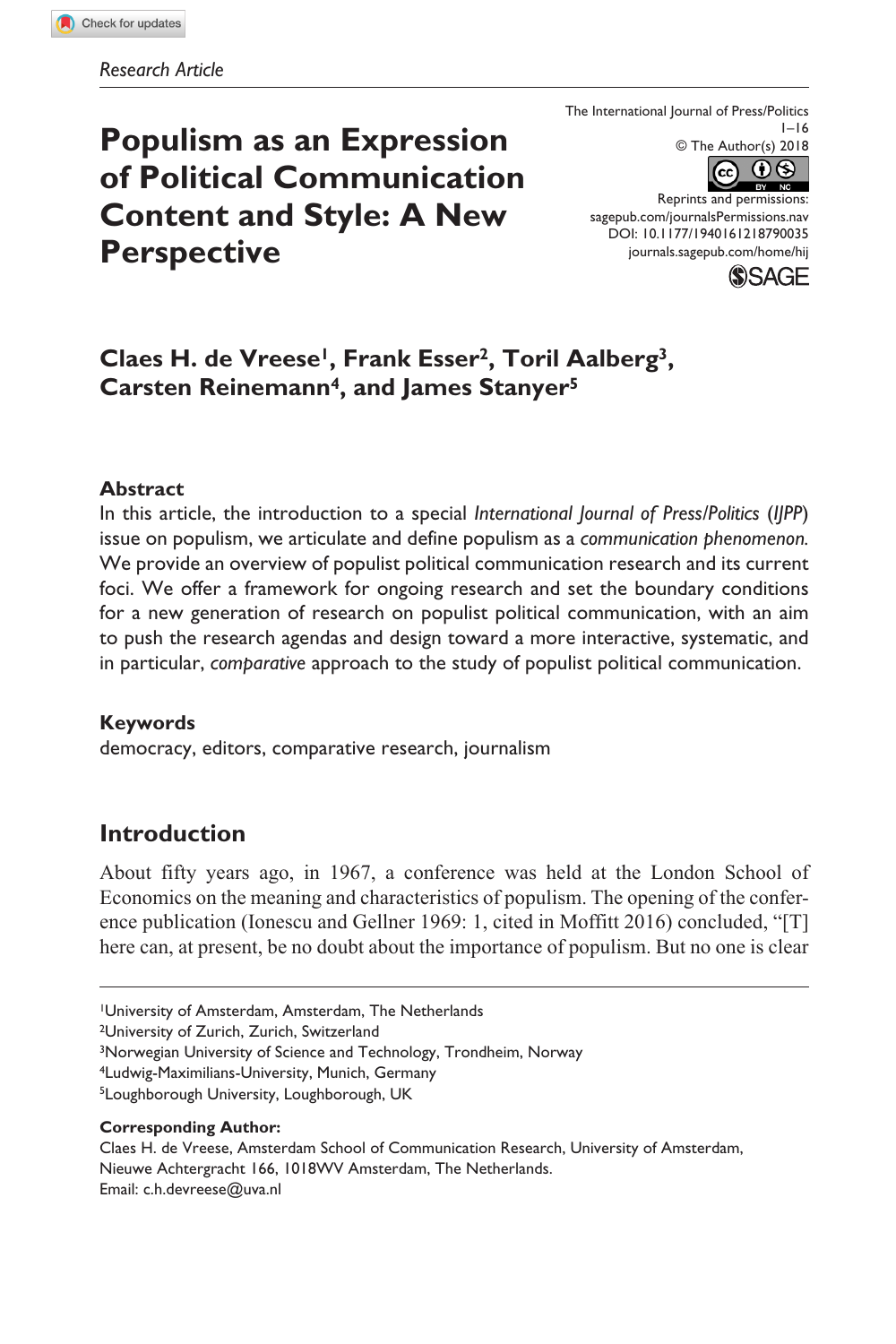*Research Article*

# Populism as an Expression of Political Communication Content and Style: A New Perspective

The International Journal of Press/Politics
1–16
© The Author(s) 2018
Reprints and permissions:
sagepub.com/journalsPermissions.nav
DOI: 10.1177/1940161218790035
journals.sagepub.com/home/hij

**Claes H. de Vreese[1], Frank Esser[2], Toril Aalberg[3], Carsten Reinemann[4], and James Stanyer[5]**

### Abstract

In this article, the introduction to a special *International Journal of Press/Politics* (*IJPP*) issue on populism, we articulate and define populism as a *communication phenomenon*. We provide an overview of populist political communication research and its current foci. We offer a framework for ongoing research and set the boundary conditions for a new generation of research on populist political communication, with an aim to push the research agendas and design toward a more interactive, systematic, and in particular, *comparative* approach to the study of populist political communication.

### Keywords

democracy, editors, comparative research, journalism

## Introduction

About fifty years ago, in 1967, a conference was held at the London School of Economics on the meaning and characteristics of populism. The opening of the conference publication (Ionescu and Gellner 1969: 1, cited in Moffitt 2016) concluded, "[T]here can, at present, be no doubt about the importance of populism. But no one is clear

[1]University of Amsterdam, Amsterdam, The Netherlands
[2]University of Zurich, Zurich, Switzerland
[3]Norwegian University of Science and Technology, Trondheim, Norway
[4]Ludwig-Maximilians-University, Munich, Germany
[5]Loughborough University, Loughborough, UK

**Corresponding Author:**
Claes H. de Vreese, Amsterdam School of Communication Research, University of Amsterdam, Nieuwe Achtergracht 166, 1018WV Amsterdam, The Netherlands.
Email: c.h.devreese@uva.nl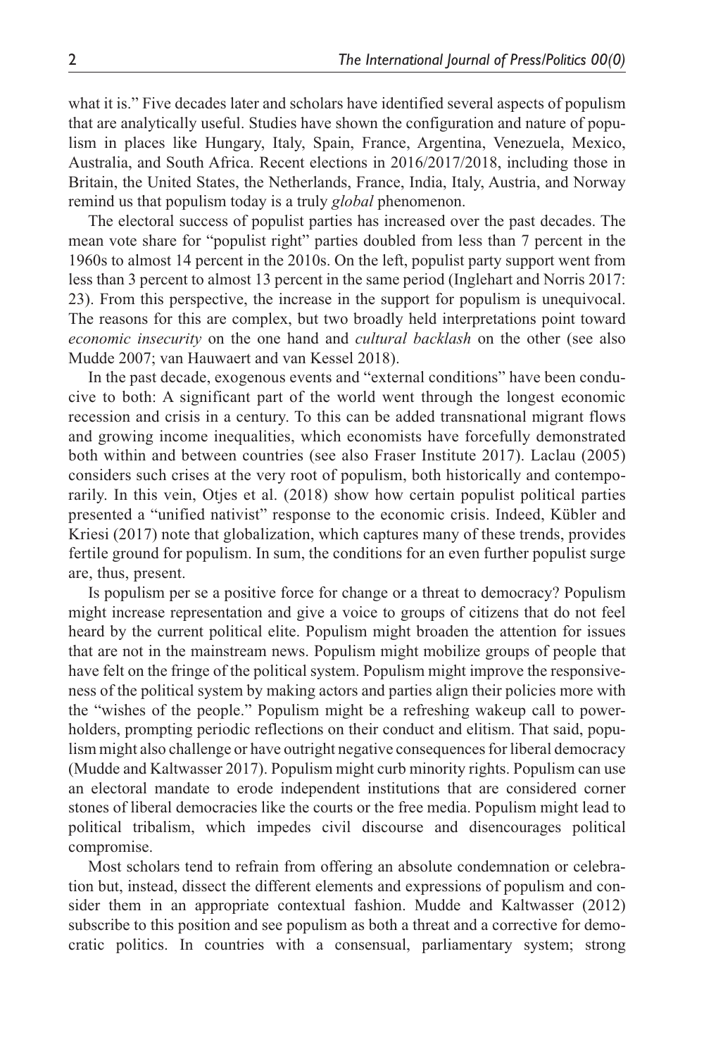what it is." Five decades later and scholars have identified several aspects of populism that are analytically useful. Studies have shown the configuration and nature of populism in places like Hungary, Italy, Spain, France, Argentina, Venezuela, Mexico, Australia, and South Africa. Recent elections in 2016/2017/2018, including those in Britain, the United States, the Netherlands, France, India, Italy, Austria, and Norway remind us that populism today is a truly *global* phenomenon.

The electoral success of populist parties has increased over the past decades. The mean vote share for "populist right" parties doubled from less than 7 percent in the 1960s to almost 14 percent in the 2010s. On the left, populist party support went from less than 3 percent to almost 13 percent in the same period (Inglehart and Norris 2017: 23). From this perspective, the increase in the support for populism is unequivocal. The reasons for this are complex, but two broadly held interpretations point toward *economic insecurity* on the one hand and *cultural backlash* on the other (see also Mudde 2007; van Hauwaert and van Kessel 2018).

In the past decade, exogenous events and "external conditions" have been conducive to both: A significant part of the world went through the longest economic recession and crisis in a century. To this can be added transnational migrant flows and growing income inequalities, which economists have forcefully demonstrated both within and between countries (see also Fraser Institute 2017). Laclau (2005) considers such crises at the very root of populism, both historically and contemporarily. In this vein, Otjes et al. (2018) show how certain populist political parties presented a "unified nativist" response to the economic crisis. Indeed, Kübler and Kriesi (2017) note that globalization, which captures many of these trends, provides fertile ground for populism. In sum, the conditions for an even further populist surge are, thus, present.

Is populism per se a positive force for change or a threat to democracy? Populism might increase representation and give a voice to groups of citizens that do not feel heard by the current political elite. Populism might broaden the attention for issues that are not in the mainstream news. Populism might mobilize groups of people that have felt on the fringe of the political system. Populism might improve the responsiveness of the political system by making actors and parties align their policies more with the "wishes of the people." Populism might be a refreshing wakeup call to powerholders, prompting periodic reflections on their conduct and elitism. That said, populism might also challenge or have outright negative consequences for liberal democracy (Mudde and Kaltwasser 2017). Populism might curb minority rights. Populism can use an electoral mandate to erode independent institutions that are considered corner stones of liberal democracies like the courts or the free media. Populism might lead to political tribalism, which impedes civil discourse and disencourages political compromise.

Most scholars tend to refrain from offering an absolute condemnation or celebration but, instead, dissect the different elements and expressions of populism and consider them in an appropriate contextual fashion. Mudde and Kaltwasser (2012) subscribe to this position and see populism as both a threat and a corrective for democratic politics. In countries with a consensual, parliamentary system; strong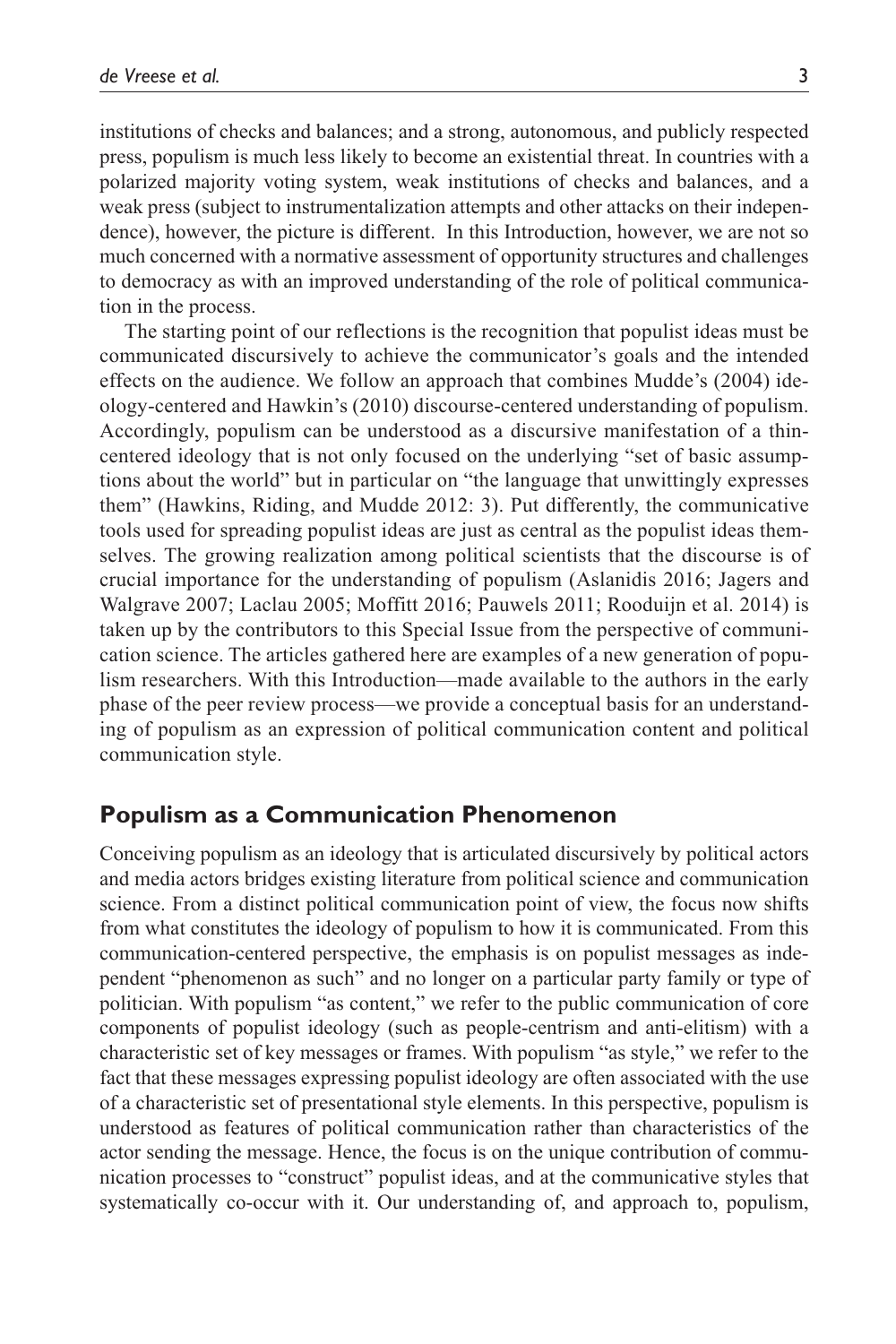institutions of checks and balances; and a strong, autonomous, and publicly respected press, populism is much less likely to become an existential threat. In countries with a polarized majority voting system, weak institutions of checks and balances, and a weak press (subject to instrumentalization attempts and other attacks on their independence), however, the picture is different. In this Introduction, however, we are not so much concerned with a normative assessment of opportunity structures and challenges to democracy as with an improved understanding of the role of political communication in the process.

The starting point of our reflections is the recognition that populist ideas must be communicated discursively to achieve the communicator's goals and the intended effects on the audience. We follow an approach that combines Mudde's (2004) ideology-centered and Hawkin's (2010) discourse-centered understanding of populism. Accordingly, populism can be understood as a discursive manifestation of a thin-centered ideology that is not only focused on the underlying "set of basic assumptions about the world" but in particular on "the language that unwittingly expresses them" (Hawkins, Riding, and Mudde 2012: 3). Put differently, the communicative tools used for spreading populist ideas are just as central as the populist ideas themselves. The growing realization among political scientists that the discourse is of crucial importance for the understanding of populism (Aslanidis 2016; Jagers and Walgrave 2007; Laclau 2005; Moffitt 2016; Pauwels 2011; Rooduijn et al. 2014) is taken up by the contributors to this Special Issue from the perspective of communication science. The articles gathered here are examples of a new generation of populism researchers. With this Introduction—made available to the authors in the early phase of the peer review process—we provide a conceptual basis for an understanding of populism as an expression of political communication content and political communication style.

## Populism as a Communication Phenomenon

Conceiving populism as an ideology that is articulated discursively by political actors and media actors bridges existing literature from political science and communication science. From a distinct political communication point of view, the focus now shifts from what constitutes the ideology of populism to how it is communicated. From this communication-centered perspective, the emphasis is on populist messages as independent "phenomenon as such" and no longer on a particular party family or type of politician. With populism "as content," we refer to the public communication of core components of populist ideology (such as people-centrism and anti-elitism) with a characteristic set of key messages or frames. With populism "as style," we refer to the fact that these messages expressing populist ideology are often associated with the use of a characteristic set of presentational style elements. In this perspective, populism is understood as features of political communication rather than characteristics of the actor sending the message. Hence, the focus is on the unique contribution of communication processes to "construct" populist ideas, and at the communicative styles that systematically co-occur with it. Our understanding of, and approach to, populism,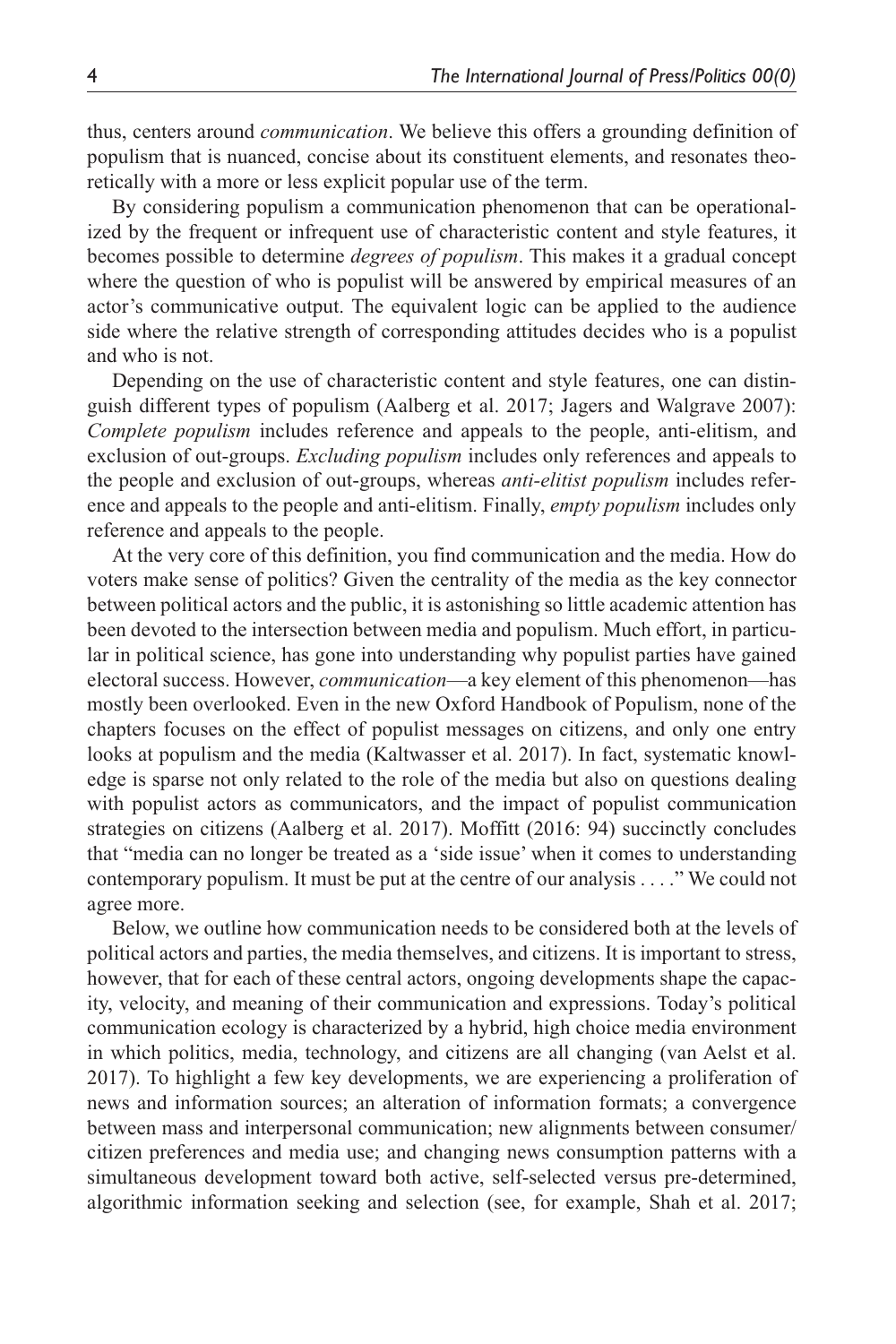thus, centers around *communication*. We believe this offers a grounding definition of populism that is nuanced, concise about its constituent elements, and resonates theoretically with a more or less explicit popular use of the term.

By considering populism a communication phenomenon that can be operationalized by the frequent or infrequent use of characteristic content and style features, it becomes possible to determine *degrees of populism*. This makes it a gradual concept where the question of who is populist will be answered by empirical measures of an actor's communicative output. The equivalent logic can be applied to the audience side where the relative strength of corresponding attitudes decides who is a populist and who is not.

Depending on the use of characteristic content and style features, one can distinguish different types of populism (Aalberg et al. 2017; Jagers and Walgrave 2007): *Complete populism* includes reference and appeals to the people, anti-elitism, and exclusion of out-groups. *Excluding populism* includes only references and appeals to the people and exclusion of out-groups, whereas *anti-elitist populism* includes reference and appeals to the people and anti-elitism. Finally, *empty populism* includes only reference and appeals to the people.

At the very core of this definition, you find communication and the media. How do voters make sense of politics? Given the centrality of the media as the key connector between political actors and the public, it is astonishing so little academic attention has been devoted to the intersection between media and populism. Much effort, in particular in political science, has gone into understanding why populist parties have gained electoral success. However, *communication*—a key element of this phenomenon—has mostly been overlooked. Even in the new Oxford Handbook of Populism, none of the chapters focuses on the effect of populist messages on citizens, and only one entry looks at populism and the media (Kaltwasser et al. 2017). In fact, systematic knowledge is sparse not only related to the role of the media but also on questions dealing with populist actors as communicators, and the impact of populist communication strategies on citizens (Aalberg et al. 2017). Moffitt (2016: 94) succinctly concludes that "media can no longer be treated as a 'side issue' when it comes to understanding contemporary populism. It must be put at the centre of our analysis . . . ." We could not agree more.

Below, we outline how communication needs to be considered both at the levels of political actors and parties, the media themselves, and citizens. It is important to stress, however, that for each of these central actors, ongoing developments shape the capacity, velocity, and meaning of their communication and expressions. Today's political communication ecology is characterized by a hybrid, high choice media environment in which politics, media, technology, and citizens are all changing (van Aelst et al. 2017). To highlight a few key developments, we are experiencing a proliferation of news and information sources; an alteration of information formats; a convergence between mass and interpersonal communication; new alignments between consumer/citizen preferences and media use; and changing news consumption patterns with a simultaneous development toward both active, self-selected versus pre-determined, algorithmic information seeking and selection (see, for example, Shah et al. 2017;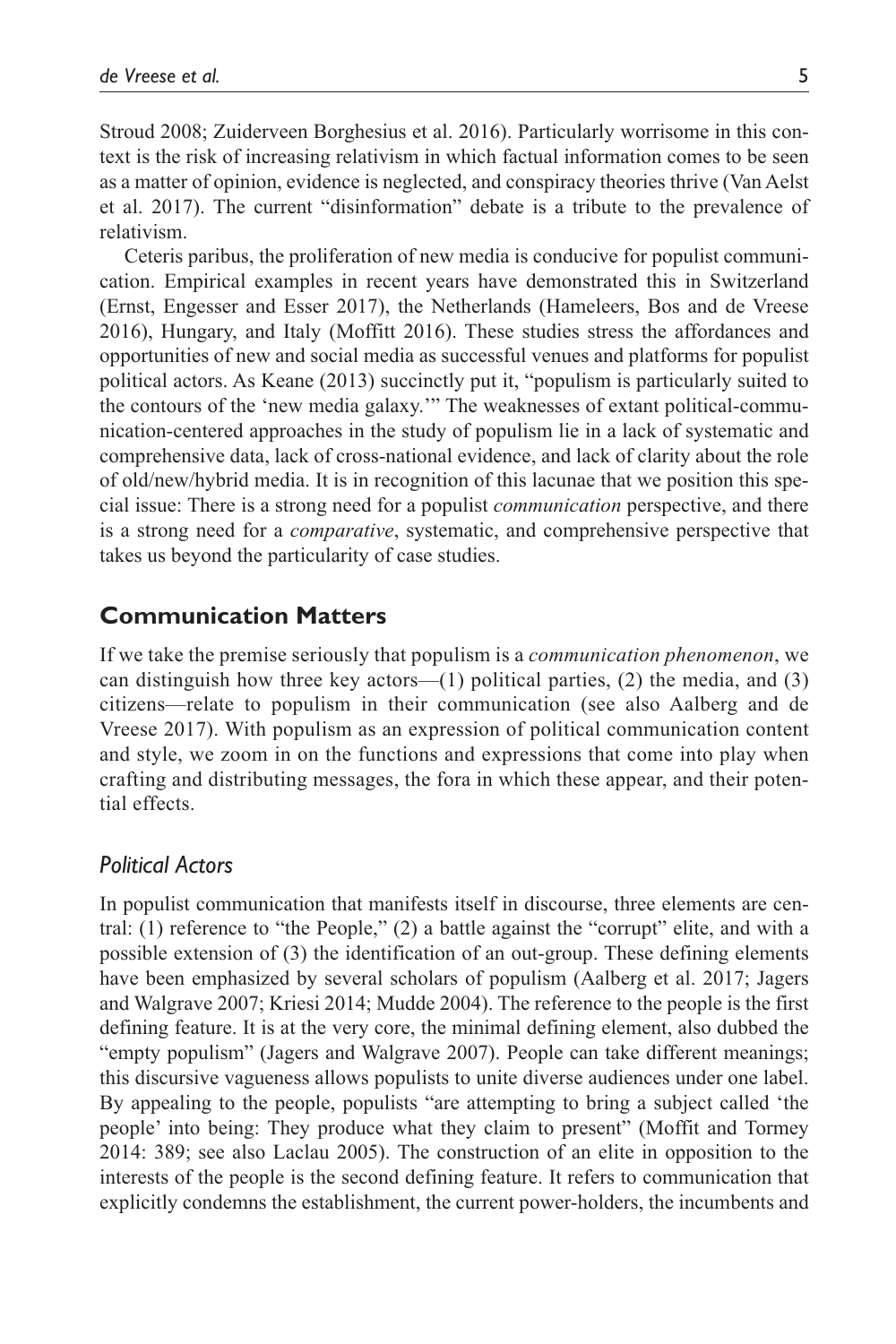Stroud 2008; Zuiderveen Borghesius et al. 2016). Particularly worrisome in this context is the risk of increasing relativism in which factual information comes to be seen as a matter of opinion, evidence is neglected, and conspiracy theories thrive (Van Aelst et al. 2017). The current "disinformation" debate is a tribute to the prevalence of relativism.

Ceteris paribus, the proliferation of new media is conducive for populist communication. Empirical examples in recent years have demonstrated this in Switzerland (Ernst, Engesser and Esser 2017), the Netherlands (Hameleers, Bos and de Vreese 2016), Hungary, and Italy (Moffitt 2016). These studies stress the affordances and opportunities of new and social media as successful venues and platforms for populist political actors. As Keane (2013) succinctly put it, "populism is particularly suited to the contours of the 'new media galaxy.'" The weaknesses of extant political-communication-centered approaches in the study of populism lie in a lack of systematic and comprehensive data, lack of cross-national evidence, and lack of clarity about the role of old/new/hybrid media. It is in recognition of this lacunae that we position this special issue: There is a strong need for a populist *communication* perspective, and there is a strong need for a *comparative*, systematic, and comprehensive perspective that takes us beyond the particularity of case studies.

## Communication Matters

If we take the premise seriously that populism is a *communication phenomenon*, we can distinguish how three key actors—(1) political parties, (2) the media, and (3) citizens—relate to populism in their communication (see also Aalberg and de Vreese 2017). With populism as an expression of political communication content and style, we zoom in on the functions and expressions that come into play when crafting and distributing messages, the fora in which these appear, and their potential effects.

### *Political Actors*

In populist communication that manifests itself in discourse, three elements are central: (1) reference to "the People," (2) a battle against the "corrupt" elite, and with a possible extension of (3) the identification of an out-group. These defining elements have been emphasized by several scholars of populism (Aalberg et al. 2017; Jagers and Walgrave 2007; Kriesi 2014; Mudde 2004). The reference to the people is the first defining feature. It is at the very core, the minimal defining element, also dubbed the "empty populism" (Jagers and Walgrave 2007). People can take different meanings; this discursive vagueness allows populists to unite diverse audiences under one label. By appealing to the people, populists "are attempting to bring a subject called 'the people' into being: They produce what they claim to present" (Moffit and Tormey 2014: 389; see also Laclau 2005). The construction of an elite in opposition to the interests of the people is the second defining feature. It refers to communication that explicitly condemns the establishment, the current power-holders, the incumbents and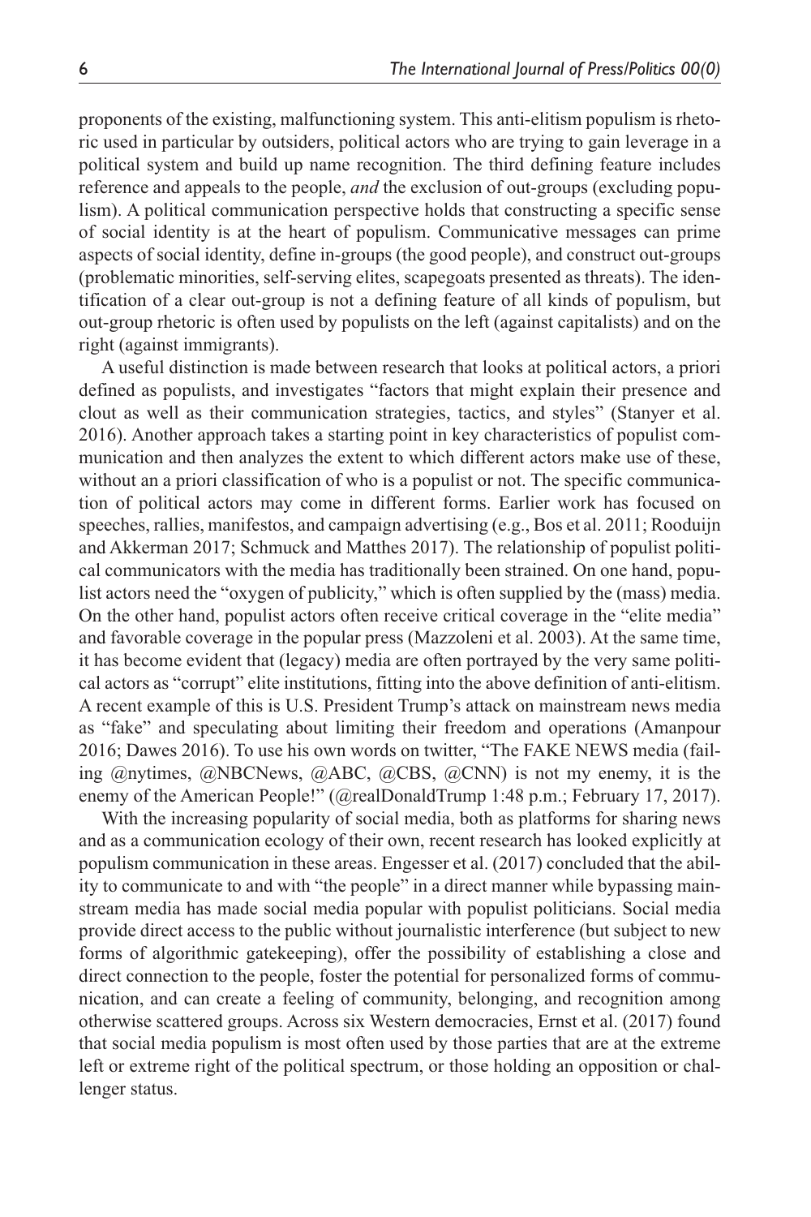proponents of the existing, malfunctioning system. This anti-elitism populism is rhetoric used in particular by outsiders, political actors who are trying to gain leverage in a political system and build up name recognition. The third defining feature includes reference and appeals to the people, *and* the exclusion of out-groups (excluding populism). A political communication perspective holds that constructing a specific sense of social identity is at the heart of populism. Communicative messages can prime aspects of social identity, define in-groups (the good people), and construct out-groups (problematic minorities, self-serving elites, scapegoats presented as threats). The identification of a clear out-group is not a defining feature of all kinds of populism, but out-group rhetoric is often used by populists on the left (against capitalists) and on the right (against immigrants).

A useful distinction is made between research that looks at political actors, a priori defined as populists, and investigates "factors that might explain their presence and clout as well as their communication strategies, tactics, and styles" (Stanyer et al. 2016). Another approach takes a starting point in key characteristics of populist communication and then analyzes the extent to which different actors make use of these, without an a priori classification of who is a populist or not. The specific communication of political actors may come in different forms. Earlier work has focused on speeches, rallies, manifestos, and campaign advertising (e.g., Bos et al. 2011; Rooduijn and Akkerman 2017; Schmuck and Matthes 2017). The relationship of populist political communicators with the media has traditionally been strained. On one hand, populist actors need the "oxygen of publicity," which is often supplied by the (mass) media. On the other hand, populist actors often receive critical coverage in the "elite media" and favorable coverage in the popular press (Mazzoleni et al. 2003). At the same time, it has become evident that (legacy) media are often portrayed by the very same political actors as "corrupt" elite institutions, fitting into the above definition of anti-elitism. A recent example of this is U.S. President Trump's attack on mainstream news media as "fake" and speculating about limiting their freedom and operations (Amanpour 2016; Dawes 2016). To use his own words on twitter, "The FAKE NEWS media (failing @nytimes, @NBCNews, @ABC, @CBS, @CNN) is not my enemy, it is the enemy of the American People!" (@realDonaldTrump 1:48 p.m.; February 17, 2017).

With the increasing popularity of social media, both as platforms for sharing news and as a communication ecology of their own, recent research has looked explicitly at populism communication in these areas. Engesser et al. (2017) concluded that the ability to communicate to and with "the people" in a direct manner while bypassing mainstream media has made social media popular with populist politicians. Social media provide direct access to the public without journalistic interference (but subject to new forms of algorithmic gatekeeping), offer the possibility of establishing a close and direct connection to the people, foster the potential for personalized forms of communication, and can create a feeling of community, belonging, and recognition among otherwise scattered groups. Across six Western democracies, Ernst et al. (2017) found that social media populism is most often used by those parties that are at the extreme left or extreme right of the political spectrum, or those holding an opposition or challenger status.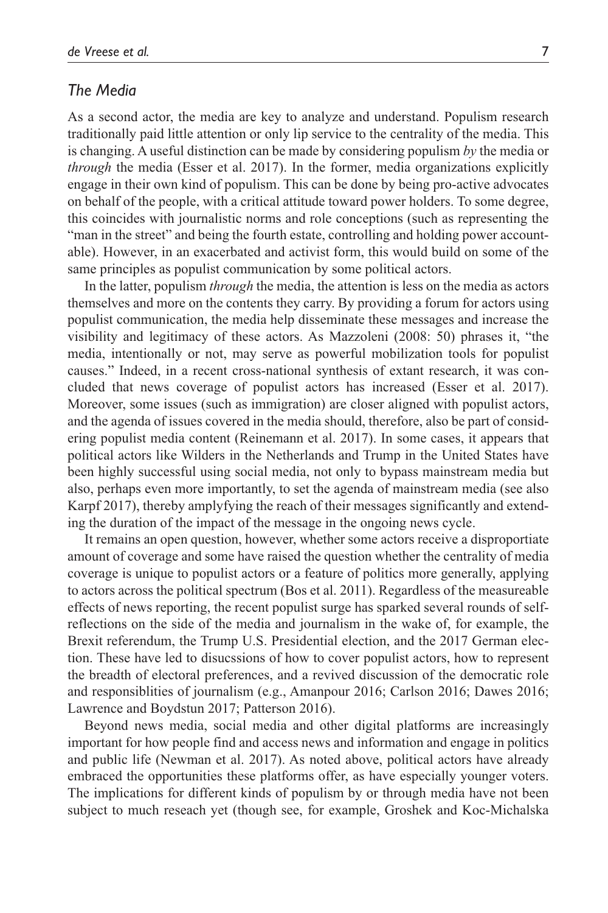### *The Media*

As a second actor, the media are key to analyze and understand. Populism research traditionally paid little attention or only lip service to the centrality of the media. This is changing. A useful distinction can be made by considering populism *by* the media or *through* the media (Esser et al. 2017). In the former, media organizations explicitly engage in their own kind of populism. This can be done by being pro-active advocates on behalf of the people, with a critical attitude toward power holders. To some degree, this coincides with journalistic norms and role conceptions (such as representing the "man in the street" and being the fourth estate, controlling and holding power accountable). However, in an exacerbated and activist form, this would build on some of the same principles as populist communication by some political actors.

In the latter, populism *through* the media, the attention is less on the media as actors themselves and more on the contents they carry. By providing a forum for actors using populist communication, the media help disseminate these messages and increase the visibility and legitimacy of these actors. As Mazzoleni (2008: 50) phrases it, "the media, intentionally or not, may serve as powerful mobilization tools for populist causes." Indeed, in a recent cross-national synthesis of extant research, it was concluded that news coverage of populist actors has increased (Esser et al. 2017). Moreover, some issues (such as immigration) are closer aligned with populist actors, and the agenda of issues covered in the media should, therefore, also be part of considering populist media content (Reinemann et al. 2017). In some cases, it appears that political actors like Wilders in the Netherlands and Trump in the United States have been highly successful using social media, not only to bypass mainstream media but also, perhaps even more importantly, to set the agenda of mainstream media (see also Karpf 2017), thereby amplyfying the reach of their messages significantly and extending the duration of the impact of the message in the ongoing news cycle.

It remains an open question, however, whether some actors receive a disproportiate amount of coverage and some have raised the question whether the centrality of media coverage is unique to populist actors or a feature of politics more generally, applying to actors across the political spectrum (Bos et al. 2011). Regardless of the measureable effects of news reporting, the recent populist surge has sparked several rounds of self-reflections on the side of the media and journalism in the wake of, for example, the Brexit referendum, the Trump U.S. Presidential election, and the 2017 German election. These have led to disucssions of how to cover populist actors, how to represent the breadth of electoral preferences, and a revived discussion of the democratic role and responsiblities of journalism (e.g., Amanpour 2016; Carlson 2016; Dawes 2016; Lawrence and Boydstun 2017; Patterson 2016).

Beyond news media, social media and other digital platforms are increasingly important for how people find and access news and information and engage in politics and public life (Newman et al. 2017). As noted above, political actors have already embraced the opportunities these platforms offer, as have especially younger voters. The implications for different kinds of populism by or through media have not been subject to much reseach yet (though see, for example, Groshek and Koc-Michalska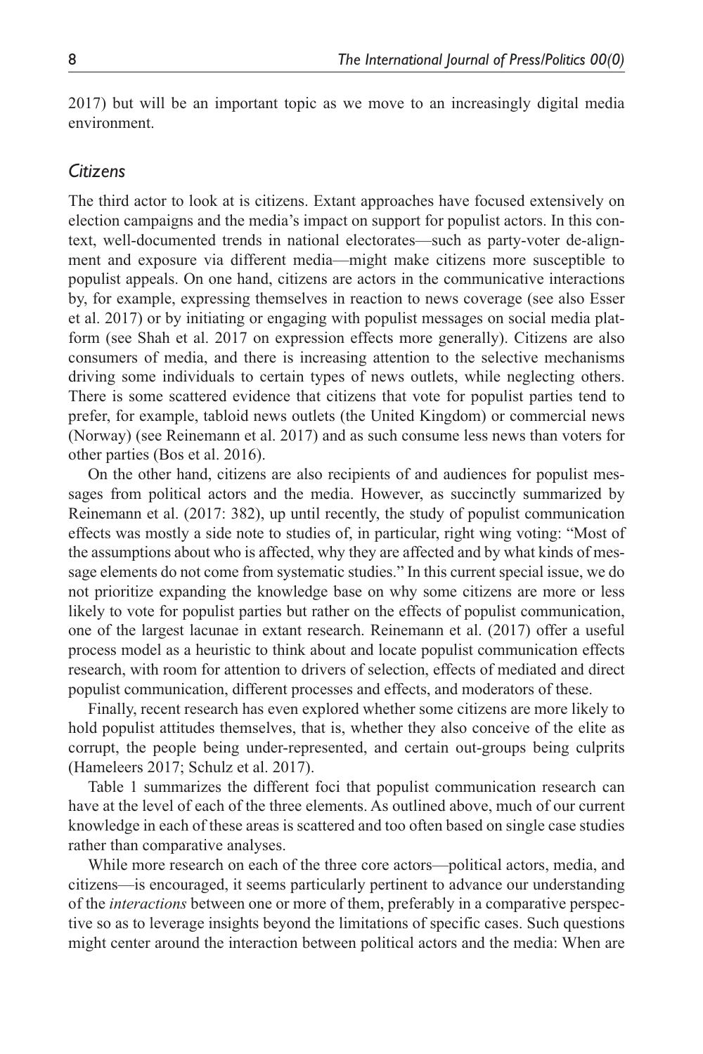2017) but will be an important topic as we move to an increasingly digital media environment.

### *Citizens*

The third actor to look at is citizens. Extant approaches have focused extensively on election campaigns and the media's impact on support for populist actors. In this context, well-documented trends in national electorates—such as party-voter de-alignment and exposure via different media—might make citizens more susceptible to populist appeals. On one hand, citizens are actors in the communicative interactions by, for example, expressing themselves in reaction to news coverage (see also Esser et al. 2017) or by initiating or engaging with populist messages on social media platform (see Shah et al. 2017 on expression effects more generally). Citizens are also consumers of media, and there is increasing attention to the selective mechanisms driving some individuals to certain types of news outlets, while neglecting others. There is some scattered evidence that citizens that vote for populist parties tend to prefer, for example, tabloid news outlets (the United Kingdom) or commercial news (Norway) (see Reinemann et al. 2017) and as such consume less news than voters for other parties (Bos et al. 2016).

On the other hand, citizens are also recipients of and audiences for populist messages from political actors and the media. However, as succinctly summarized by Reinemann et al. (2017: 382), up until recently, the study of populist communication effects was mostly a side note to studies of, in particular, right wing voting: "Most of the assumptions about who is affected, why they are affected and by what kinds of message elements do not come from systematic studies." In this current special issue, we do not prioritize expanding the knowledge base on why some citizens are more or less likely to vote for populist parties but rather on the effects of populist communication, one of the largest lacunae in extant research. Reinemann et al. (2017) offer a useful process model as a heuristic to think about and locate populist communication effects research, with room for attention to drivers of selection, effects of mediated and direct populist communication, different processes and effects, and moderators of these.

Finally, recent research has even explored whether some citizens are more likely to hold populist attitudes themselves, that is, whether they also conceive of the elite as corrupt, the people being under-represented, and certain out-groups being culprits (Hameleers 2017; Schulz et al. 2017).

Table 1 summarizes the different foci that populist communication research can have at the level of each of the three elements. As outlined above, much of our current knowledge in each of these areas is scattered and too often based on single case studies rather than comparative analyses.

While more research on each of the three core actors—political actors, media, and citizens—is encouraged, it seems particularly pertinent to advance our understanding of the *interactions* between one or more of them, preferably in a comparative perspective so as to leverage insights beyond the limitations of specific cases. Such questions might center around the interaction between political actors and the media: When are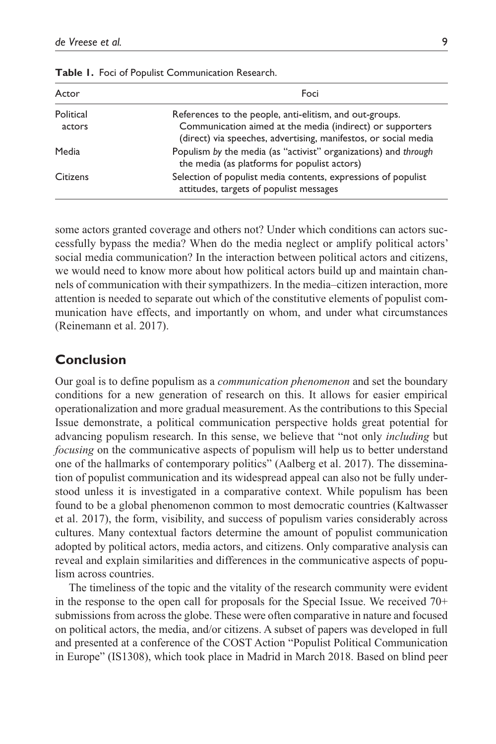**Table 1.** Foci of Populist Communication Research.

| Actor | Foci |
|---|---|
| Political actors | References to the people, anti-elitism, and out-groups. Communication aimed at the media (indirect) or supporters (direct) via speeches, advertising, manifestos, or social media |
| Media | Populism *by* the media (as "activist" organizations) and *through* the media (as platforms for populist actors) |
| Citizens | Selection of populist media contents, expressions of populist attitudes, targets of populist messages |

some actors granted coverage and others not? Under which conditions can actors successfully bypass the media? When do the media neglect or amplify political actors' social media communication? In the interaction between political actors and citizens, we would need to know more about how political actors build up and maintain channels of communication with their sympathizers. In the media–citizen interaction, more attention is needed to separate out which of the constitutive elements of populist communication have effects, and importantly on whom, and under what circumstances (Reinemann et al. 2017).

## Conclusion

Our goal is to define populism as a *communication phenomenon* and set the boundary conditions for a new generation of research on this. It allows for easier empirical operationalization and more gradual measurement. As the contributions to this Special Issue demonstrate, a political communication perspective holds great potential for advancing populism research. In this sense, we believe that "not only *including* but *focusing* on the communicative aspects of populism will help us to better understand one of the hallmarks of contemporary politics" (Aalberg et al. 2017). The dissemination of populist communication and its widespread appeal can also not be fully understood unless it is investigated in a comparative context. While populism has been found to be a global phenomenon common to most democratic countries (Kaltwasser et al. 2017), the form, visibility, and success of populism varies considerably across cultures. Many contextual factors determine the amount of populist communication adopted by political actors, media actors, and citizens. Only comparative analysis can reveal and explain similarities and differences in the communicative aspects of populism across countries.

The timeliness of the topic and the vitality of the research community were evident in the response to the open call for proposals for the Special Issue. We received 70+ submissions from across the globe. These were often comparative in nature and focused on political actors, the media, and/or citizens. A subset of papers was developed in full and presented at a conference of the COST Action "Populist Political Communication in Europe" (IS1308), which took place in Madrid in March 2018. Based on blind peer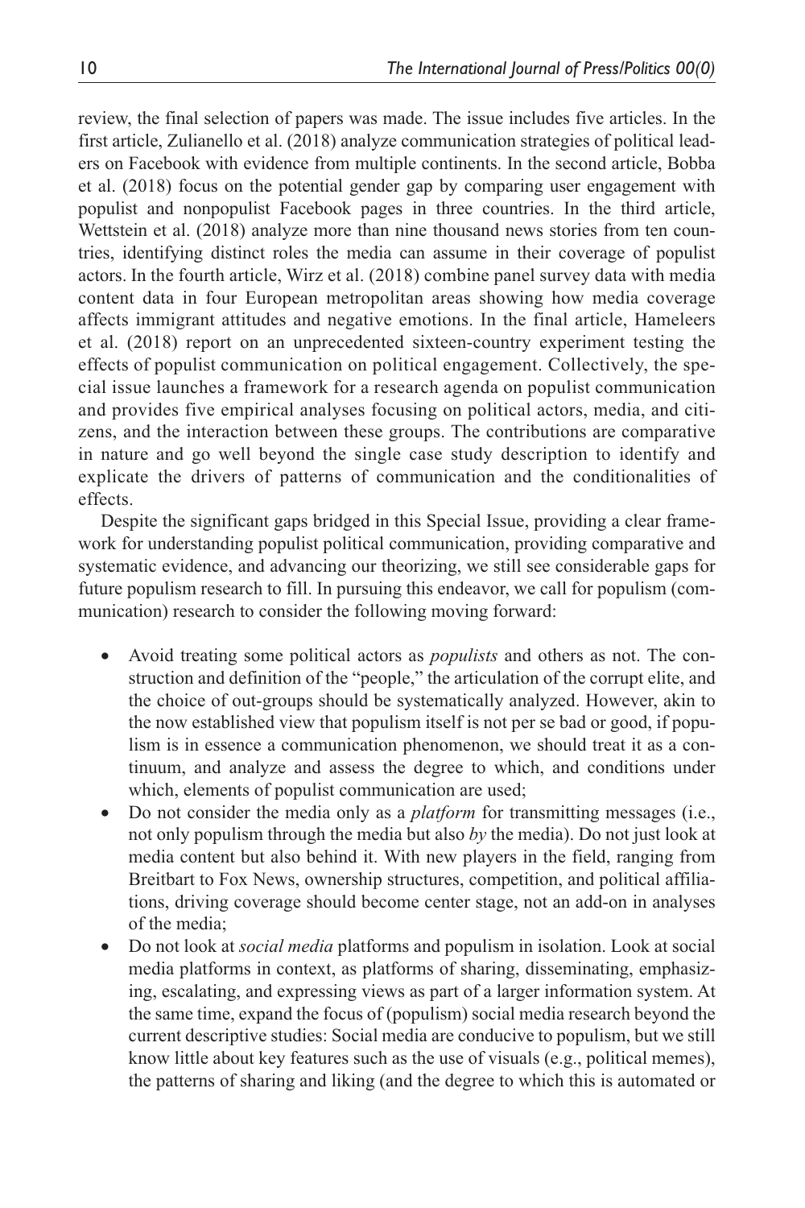review, the final selection of papers was made. The issue includes five articles. In the first article, Zulianello et al. (2018) analyze communication strategies of political leaders on Facebook with evidence from multiple continents. In the second article, Bobba et al. (2018) focus on the potential gender gap by comparing user engagement with populist and nonpopulist Facebook pages in three countries. In the third article, Wettstein et al. (2018) analyze more than nine thousand news stories from ten countries, identifying distinct roles the media can assume in their coverage of populist actors. In the fourth article, Wirz et al. (2018) combine panel survey data with media content data in four European metropolitan areas showing how media coverage affects immigrant attitudes and negative emotions. In the final article, Hameleers et al. (2018) report on an unprecedented sixteen-country experiment testing the effects of populist communication on political engagement. Collectively, the special issue launches a framework for a research agenda on populist communication and provides five empirical analyses focusing on political actors, media, and citizens, and the interaction between these groups. The contributions are comparative in nature and go well beyond the single case study description to identify and explicate the drivers of patterns of communication and the conditionalities of effects.

Despite the significant gaps bridged in this Special Issue, providing a clear framework for understanding populist political communication, providing comparative and systematic evidence, and advancing our theorizing, we still see considerable gaps for future populism research to fill. In pursuing this endeavor, we call for populism (communication) research to consider the following moving forward:

- Avoid treating some political actors as *populists* and others as not. The construction and definition of the "people," the articulation of the corrupt elite, and the choice of out-groups should be systematically analyzed. However, akin to the now established view that populism itself is not per se bad or good, if populism is in essence a communication phenomenon, we should treat it as a continuum, and analyze and assess the degree to which, and conditions under which, elements of populist communication are used;
- Do not consider the media only as a *platform* for transmitting messages (i.e., not only populism through the media but also *by* the media). Do not just look at media content but also behind it. With new players in the field, ranging from Breitbart to Fox News, ownership structures, competition, and political affiliations, driving coverage should become center stage, not an add-on in analyses of the media;
- Do not look at *social media* platforms and populism in isolation. Look at social media platforms in context, as platforms of sharing, disseminating, emphasizing, escalating, and expressing views as part of a larger information system. At the same time, expand the focus of (populism) social media research beyond the current descriptive studies: Social media are conducive to populism, but we still know little about key features such as the use of visuals (e.g., political memes), the patterns of sharing and liking (and the degree to which this is automated or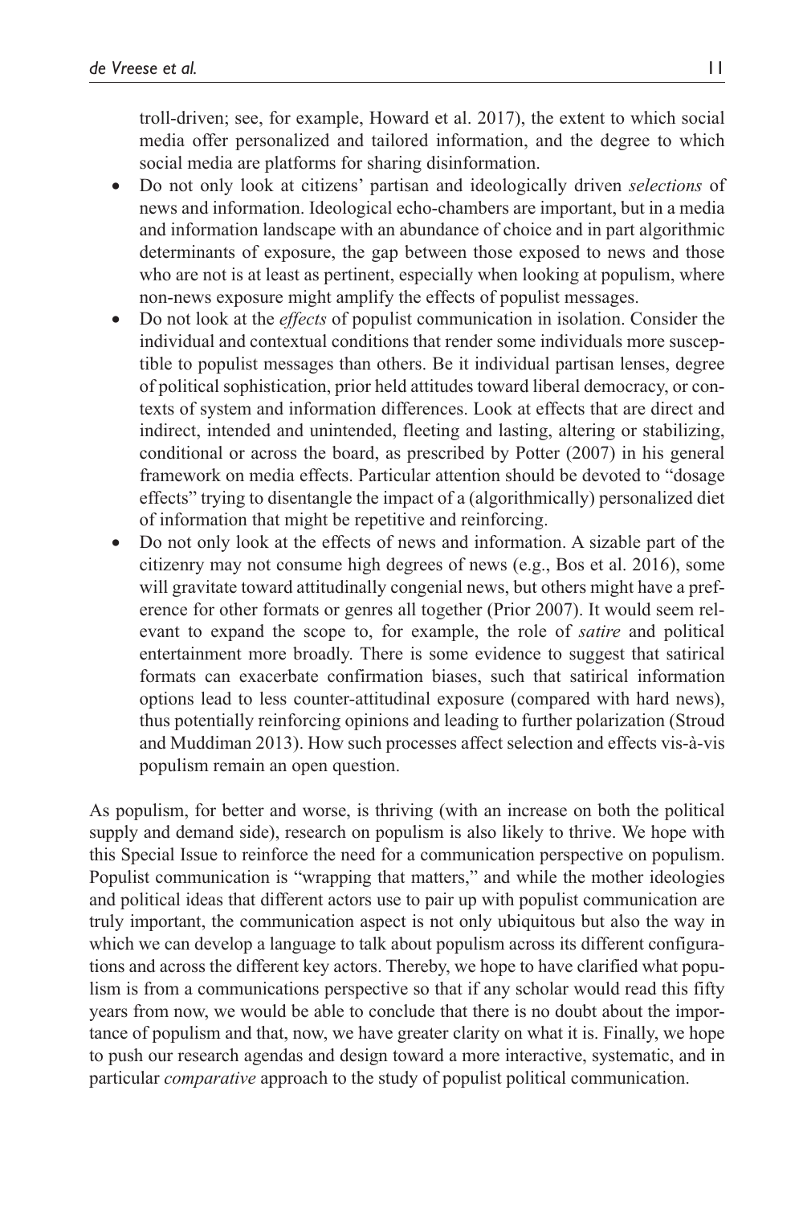troll-driven; see, for example, Howard et al. 2017), the extent to which social media offer personalized and tailored information, and the degree to which social media are platforms for sharing disinformation.

- Do not only look at citizens' partisan and ideologically driven *selections* of news and information. Ideological echo-chambers are important, but in a media and information landscape with an abundance of choice and in part algorithmic determinants of exposure, the gap between those exposed to news and those who are not is at least as pertinent, especially when looking at populism, where non-news exposure might amplify the effects of populist messages.
- Do not look at the *effects* of populist communication in isolation. Consider the individual and contextual conditions that render some individuals more susceptible to populist messages than others. Be it individual partisan lenses, degree of political sophistication, prior held attitudes toward liberal democracy, or contexts of system and information differences. Look at effects that are direct and indirect, intended and unintended, fleeting and lasting, altering or stabilizing, conditional or across the board, as prescribed by Potter (2007) in his general framework on media effects. Particular attention should be devoted to "dosage effects" trying to disentangle the impact of a (algorithmically) personalized diet of information that might be repetitive and reinforcing.
- Do not only look at the effects of news and information. A sizable part of the citizenry may not consume high degrees of news (e.g., Bos et al. 2016), some will gravitate toward attitudinally congenial news, but others might have a preference for other formats or genres all together (Prior 2007). It would seem relevant to expand the scope to, for example, the role of *satire* and political entertainment more broadly. There is some evidence to suggest that satirical formats can exacerbate confirmation biases, such that satirical information options lead to less counter-attitudinal exposure (compared with hard news), thus potentially reinforcing opinions and leading to further polarization (Stroud and Muddiman 2013). How such processes affect selection and effects vis-à-vis populism remain an open question.

As populism, for better and worse, is thriving (with an increase on both the political supply and demand side), research on populism is also likely to thrive. We hope with this Special Issue to reinforce the need for a communication perspective on populism. Populist communication is "wrapping that matters," and while the mother ideologies and political ideas that different actors use to pair up with populist communication are truly important, the communication aspect is not only ubiquitous but also the way in which we can develop a language to talk about populism across its different configurations and across the different key actors. Thereby, we hope to have clarified what populism is from a communications perspective so that if any scholar would read this fifty years from now, we would be able to conclude that there is no doubt about the importance of populism and that, now, we have greater clarity on what it is. Finally, we hope to push our research agendas and design toward a more interactive, systematic, and in particular *comparative* approach to the study of populist political communication.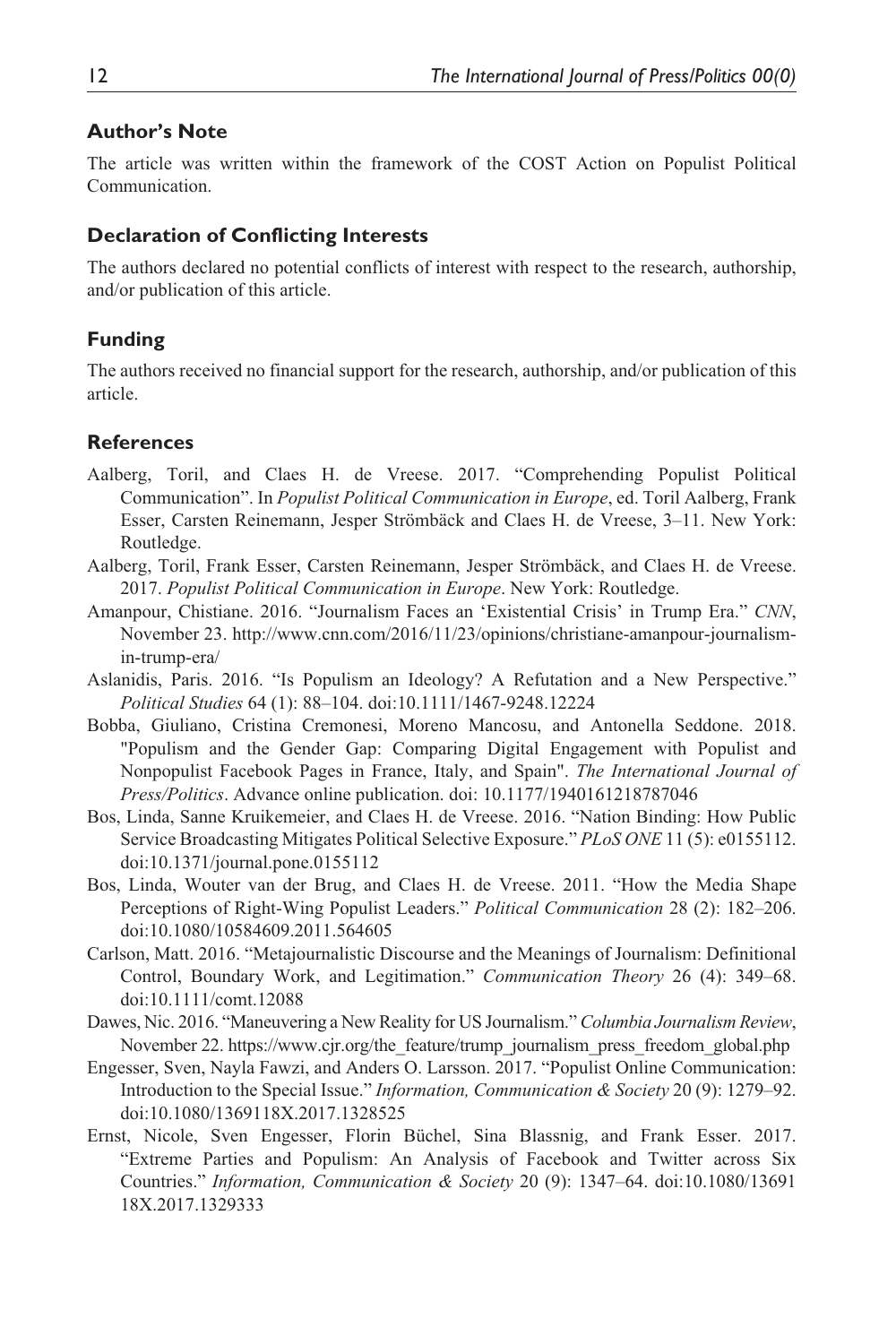## Author's Note

The article was written within the framework of the COST Action on Populist Political Communication.

## Declaration of Conflicting Interests

The authors declared no potential conflicts of interest with respect to the research, authorship, and/or publication of this article.

## Funding

The authors received no financial support for the research, authorship, and/or publication of this article.

## References

Aalberg, Toril, and Claes H. de Vreese. 2017. "Comprehending Populist Political Communication". In *Populist Political Communication in Europe*, ed. Toril Aalberg, Frank Esser, Carsten Reinemann, Jesper Strömbäck and Claes H. de Vreese, 3–11. New York: Routledge.

Aalberg, Toril, Frank Esser, Carsten Reinemann, Jesper Strömbäck, and Claes H. de Vreese. 2017. *Populist Political Communication in Europe*. New York: Routledge.

Amanpour, Chistiane. 2016. "Journalism Faces an 'Existential Crisis' in Trump Era." *CNN*, November 23. http://www.cnn.com/2016/11/23/opinions/christiane-amanpour-journalism-in-trump-era/

Aslanidis, Paris. 2016. "Is Populism an Ideology? A Refutation and a New Perspective." *Political Studies* 64 (1): 88–104. doi:10.1111/1467-9248.12224

Bobba, Giuliano, Cristina Cremonesi, Moreno Mancosu, and Antonella Seddone. 2018. "Populism and the Gender Gap: Comparing Digital Engagement with Populist and Nonpopulist Facebook Pages in France, Italy, and Spain". *The International Journal of Press/Politics*. Advance online publication. doi: 10.1177/1940161218787046

Bos, Linda, Sanne Kruikemeier, and Claes H. de Vreese. 2016. "Nation Binding: How Public Service Broadcasting Mitigates Political Selective Exposure." *PLoS ONE* 11 (5): e0155112. doi:10.1371/journal.pone.0155112

Bos, Linda, Wouter van der Brug, and Claes H. de Vreese. 2011. "How the Media Shape Perceptions of Right-Wing Populist Leaders." *Political Communication* 28 (2): 182–206. doi:10.1080/10584609.2011.564605

Carlson, Matt. 2016. "Metajournalistic Discourse and the Meanings of Journalism: Definitional Control, Boundary Work, and Legitimation." *Communication Theory* 26 (4): 349–68. doi:10.1111/comt.12088

Dawes, Nic. 2016. "Maneuvering a New Reality for US Journalism." *Columbia Journalism Review*, November 22. https://www.cjr.org/the_feature/trump_journalism_press_freedom_global.php

Engesser, Sven, Nayla Fawzi, and Anders O. Larsson. 2017. "Populist Online Communication: Introduction to the Special Issue." *Information, Communication & Society* 20 (9): 1279–92. doi:10.1080/1369118X.2017.1328525

Ernst, Nicole, Sven Engesser, Florin Büchel, Sina Blassnig, and Frank Esser. 2017. "Extreme Parties and Populism: An Analysis of Facebook and Twitter across Six Countries." *Information, Communication & Society* 20 (9): 1347–64. doi:10.1080/1369118X.2017.1329333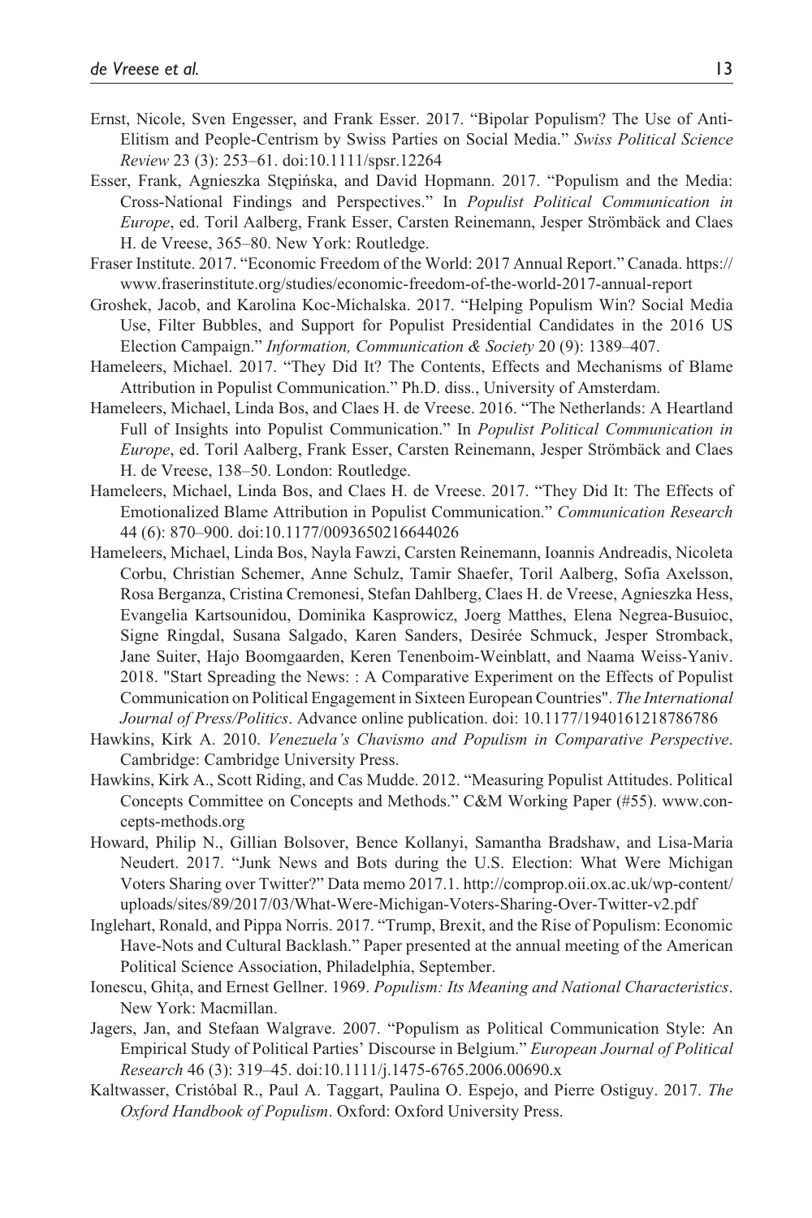Ernst, Nicole, Sven Engesser, and Frank Esser. 2017. "Bipolar Populism? The Use of Anti-Elitism and People-Centrism by Swiss Parties on Social Media." *Swiss Political Science Review* 23 (3): 253–61. doi:10.1111/spsr.12264

Esser, Frank, Agnieszka Stępińska, and David Hopmann. 2017. "Populism and the Media: Cross-National Findings and Perspectives." In *Populist Political Communication in Europe*, ed. Toril Aalberg, Frank Esser, Carsten Reinemann, Jesper Strömbäck and Claes H. de Vreese, 365–80. New York: Routledge.

Fraser Institute. 2017. "Economic Freedom of the World: 2017 Annual Report." Canada. https://www.fraserinstitute.org/studies/economic-freedom-of-the-world-2017-annual-report

Groshek, Jacob, and Karolina Koc-Michalska. 2017. "Helping Populism Win? Social Media Use, Filter Bubbles, and Support for Populist Presidential Candidates in the 2016 US Election Campaign." *Information, Communication & Society* 20 (9): 1389–407.

Hameleers, Michael. 2017. "They Did It? The Contents, Effects and Mechanisms of Blame Attribution in Populist Communication." Ph.D. diss., University of Amsterdam.

Hameleers, Michael, Linda Bos, and Claes H. de Vreese. 2016. "The Netherlands: A Heartland Full of Insights into Populist Communication." In *Populist Political Communication in Europe*, ed. Toril Aalberg, Frank Esser, Carsten Reinemann, Jesper Strömbäck and Claes H. de Vreese, 138–50. London: Routledge.

Hameleers, Michael, Linda Bos, and Claes H. de Vreese. 2017. "They Did It: The Effects of Emotionalized Blame Attribution in Populist Communication." *Communication Research* 44 (6): 870–900. doi:10.1177/0093650216644026

Hameleers, Michael, Linda Bos, Nayla Fawzi, Carsten Reinemann, Ioannis Andreadis, Nicoleta Corbu, Christian Schemer, Anne Schulz, Tamir Shaefer, Toril Aalberg, Sofia Axelsson, Rosa Berganza, Cristina Cremonesi, Stefan Dahlberg, Claes H. de Vreese, Agnieszka Hess, Evangelia Kartsounidou, Dominika Kasprowicz, Joerg Matthes, Elena Negrea-Busuioc, Signe Ringdal, Susana Salgado, Karen Sanders, Desirée Schmuck, Jesper Stromback, Jane Suiter, Hajo Boomgaarden, Keren Tenenboim-Weinblatt, and Naama Weiss-Yaniv. 2018. "Start Spreading the News: : A Comparative Experiment on the Effects of Populist Communication on Political Engagement in Sixteen European Countries". *The International Journal of Press/Politics*. Advance online publication. doi: 10.1177/1940161218786786

Hawkins, Kirk A. 2010. *Venezuela's Chavismo and Populism in Comparative Perspective*. Cambridge: Cambridge University Press.

Hawkins, Kirk A., Scott Riding, and Cas Mudde. 2012. "Measuring Populist Attitudes. Political Concepts Committee on Concepts and Methods." C&M Working Paper (#55). www.concepts-methods.org

Howard, Philip N., Gillian Bolsover, Bence Kollanyi, Samantha Bradshaw, and Lisa-Maria Neudert. 2017. "Junk News and Bots during the U.S. Election: What Were Michigan Voters Sharing over Twitter?" Data memo 2017.1. http://comprop.oii.ox.ac.uk/wp-content/uploads/sites/89/2017/03/What-Were-Michigan-Voters-Sharing-Over-Twitter-v2.pdf

Inglehart, Ronald, and Pippa Norris. 2017. "Trump, Brexit, and the Rise of Populism: Economic Have-Nots and Cultural Backlash." Paper presented at the annual meeting of the American Political Science Association, Philadelphia, September.

Ionescu, Ghița, and Ernest Gellner. 1969. *Populism: Its Meaning and National Characteristics*. New York: Macmillan.

Jagers, Jan, and Stefaan Walgrave. 2007. "Populism as Political Communication Style: An Empirical Study of Political Parties' Discourse in Belgium." *European Journal of Political Research* 46 (3): 319–45. doi:10.1111/j.1475-6765.2006.00690.x

Kaltwasser, Cristóbal R., Paul A. Taggart, Paulina O. Espejo, and Pierre Ostiguy. 2017. *The Oxford Handbook of Populism*. Oxford: Oxford University Press.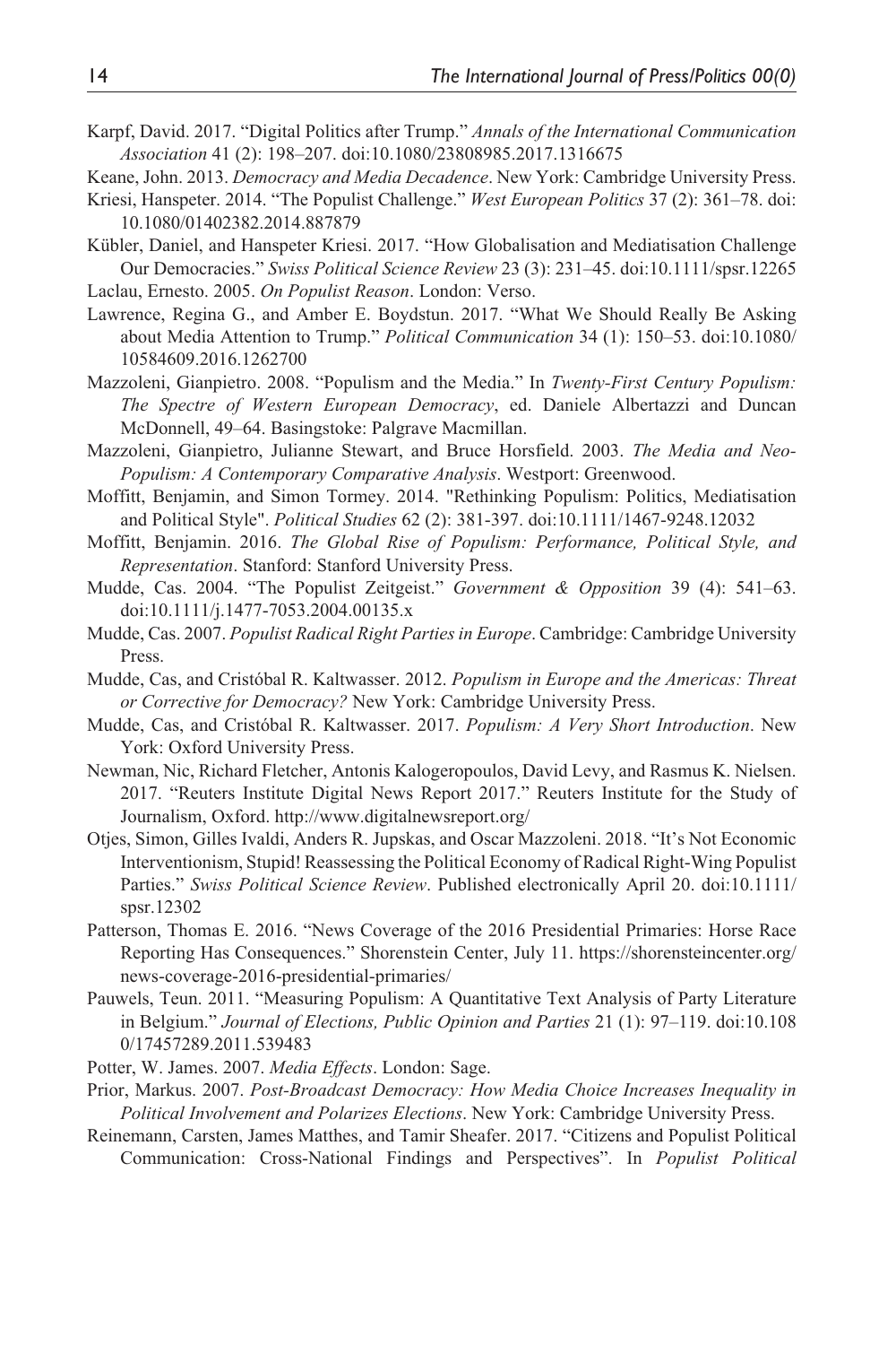Karpf, David. 2017. "Digital Politics after Trump." *Annals of the International Communication Association* 41 (2): 198–207. doi:10.1080/23808985.2017.1316675

Keane, John. 2013. *Democracy and Media Decadence*. New York: Cambridge University Press.

Kriesi, Hanspeter. 2014. "The Populist Challenge." *West European Politics* 37 (2): 361–78. doi: 10.1080/01402382.2014.887879

Kübler, Daniel, and Hanspeter Kriesi. 2017. "How Globalisation and Mediatisation Challenge Our Democracies." *Swiss Political Science Review* 23 (3): 231–45. doi:10.1111/spsr.12265

Laclau, Ernesto. 2005. *On Populist Reason*. London: Verso.

Lawrence, Regina G., and Amber E. Boydstun. 2017. "What We Should Really Be Asking about Media Attention to Trump." *Political Communication* 34 (1): 150–53. doi:10.1080/10584609.2016.1262700

Mazzoleni, Gianpietro. 2008. "Populism and the Media." In *Twenty-First Century Populism: The Spectre of Western European Democracy*, ed. Daniele Albertazzi and Duncan McDonnell, 49–64. Basingstoke: Palgrave Macmillan.

Mazzoleni, Gianpietro, Julianne Stewart, and Bruce Horsfield. 2003. *The Media and Neo-Populism: A Contemporary Comparative Analysis*. Westport: Greenwood.

Moffitt, Benjamin, and Simon Tormey. 2014. "Rethinking Populism: Politics, Mediatisation and Political Style". *Political Studies* 62 (2): 381-397. doi:10.1111/1467-9248.12032

Moffitt, Benjamin. 2016. *The Global Rise of Populism: Performance, Political Style, and Representation*. Stanford: Stanford University Press.

Mudde, Cas. 2004. "The Populist Zeitgeist." *Government & Opposition* 39 (4): 541–63. doi:10.1111/j.1477-7053.2004.00135.x

Mudde, Cas. 2007. *Populist Radical Right Parties in Europe*. Cambridge: Cambridge University Press.

Mudde, Cas, and Cristóbal R. Kaltwasser. 2012. *Populism in Europe and the Americas: Threat or Corrective for Democracy?* New York: Cambridge University Press.

Mudde, Cas, and Cristóbal R. Kaltwasser. 2017. *Populism: A Very Short Introduction*. New York: Oxford University Press.

Newman, Nic, Richard Fletcher, Antonis Kalogeropoulos, David Levy, and Rasmus K. Nielsen. 2017. "Reuters Institute Digital News Report 2017." Reuters Institute for the Study of Journalism, Oxford. http://www.digitalnewsreport.org/

Otjes, Simon, Gilles Ivaldi, Anders R. Jupskas, and Oscar Mazzoleni. 2018. "It's Not Economic Interventionism, Stupid! Reassessing the Political Economy of Radical Right-Wing Populist Parties." *Swiss Political Science Review*. Published electronically April 20. doi:10.1111/spsr.12302

Patterson, Thomas E. 2016. "News Coverage of the 2016 Presidential Primaries: Horse Race Reporting Has Consequences." Shorenstein Center, July 11. https://shorensteincenter.org/news-coverage-2016-presidential-primaries/

Pauwels, Teun. 2011. "Measuring Populism: A Quantitative Text Analysis of Party Literature in Belgium." *Journal of Elections, Public Opinion and Parties* 21 (1): 97–119. doi:10.1080/17457289.2011.539483

Potter, W. James. 2007. *Media Effects*. London: Sage.

Prior, Markus. 2007. *Post-Broadcast Democracy: How Media Choice Increases Inequality in Political Involvement and Polarizes Elections*. New York: Cambridge University Press.

Reinemann, Carsten, James Matthes, and Tamir Sheafer. 2017. "Citizens and Populist Political Communication: Cross-National Findings and Perspectives". In *Populist Political*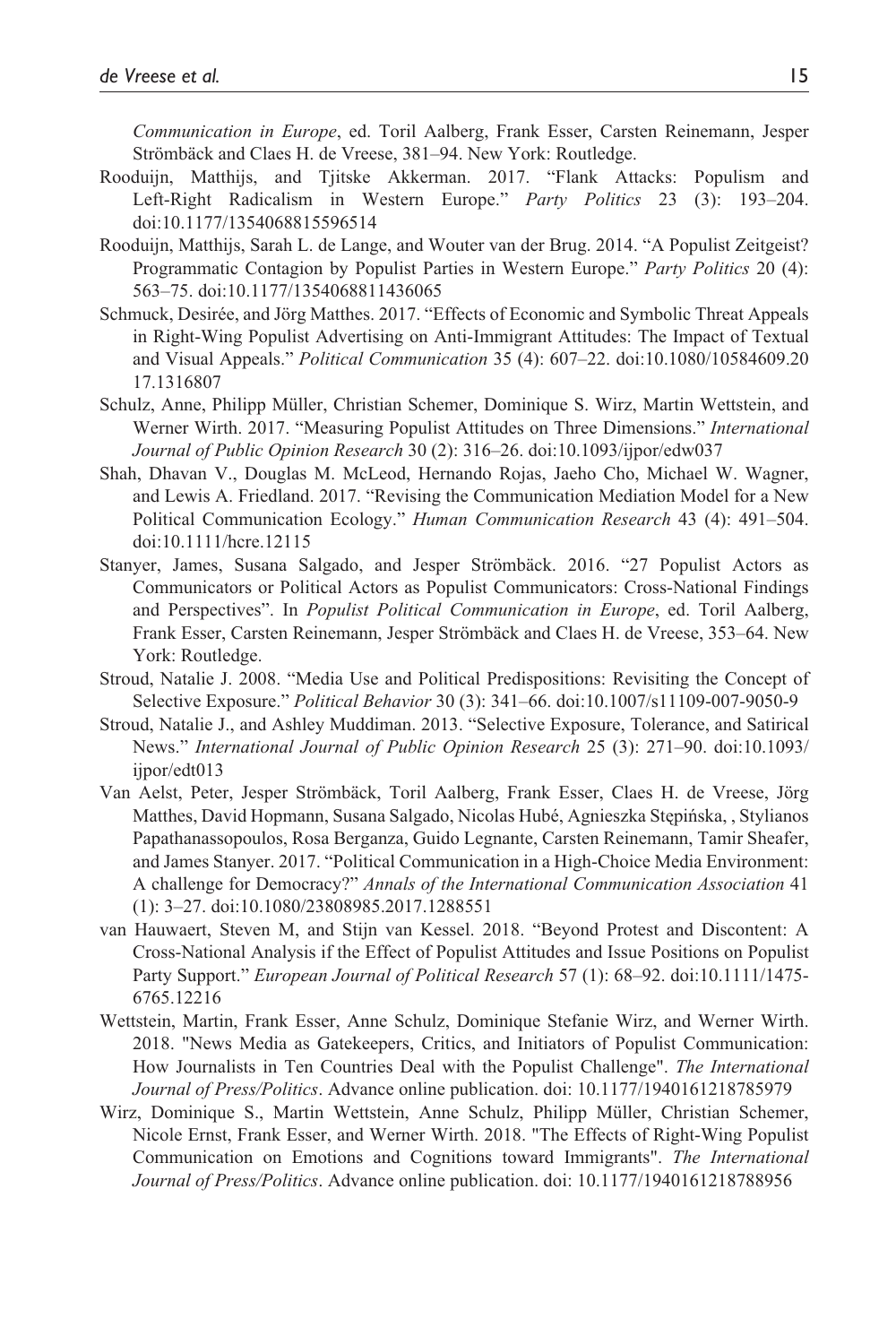*Communication in Europe*, ed. Toril Aalberg, Frank Esser, Carsten Reinemann, Jesper Strömbäck and Claes H. de Vreese, 381–94. New York: Routledge.

Rooduijn, Matthijs, and Tjitske Akkerman. 2017. "Flank Attacks: Populism and Left-Right Radicalism in Western Europe." *Party Politics* 23 (3): 193–204. doi:10.1177/1354068815596514

Rooduijn, Matthijs, Sarah L. de Lange, and Wouter van der Brug. 2014. "A Populist Zeitgeist? Programmatic Contagion by Populist Parties in Western Europe." *Party Politics* 20 (4): 563–75. doi:10.1177/1354068811436065

Schmuck, Desirée, and Jörg Matthes. 2017. "Effects of Economic and Symbolic Threat Appeals in Right-Wing Populist Advertising on Anti-Immigrant Attitudes: The Impact of Textual and Visual Appeals." *Political Communication* 35 (4): 607–22. doi:10.1080/10584609.2017.1316807

Schulz, Anne, Philipp Müller, Christian Schemer, Dominique S. Wirz, Martin Wettstein, and Werner Wirth. 2017. "Measuring Populist Attitudes on Three Dimensions." *International Journal of Public Opinion Research* 30 (2): 316–26. doi:10.1093/ijpor/edw037

Shah, Dhavan V., Douglas M. McLeod, Hernando Rojas, Jaeho Cho, Michael W. Wagner, and Lewis A. Friedland. 2017. "Revising the Communication Mediation Model for a New Political Communication Ecology." *Human Communication Research* 43 (4): 491–504. doi:10.1111/hcre.12115

Stanyer, James, Susana Salgado, and Jesper Strömbäck. 2016. "27 Populist Actors as Communicators or Political Actors as Populist Communicators: Cross-National Findings and Perspectives". In *Populist Political Communication in Europe*, ed. Toril Aalberg, Frank Esser, Carsten Reinemann, Jesper Strömbäck and Claes H. de Vreese, 353–64. New York: Routledge.

Stroud, Natalie J. 2008. "Media Use and Political Predispositions: Revisiting the Concept of Selective Exposure." *Political Behavior* 30 (3): 341–66. doi:10.1007/s11109-007-9050-9

Stroud, Natalie J., and Ashley Muddiman. 2013. "Selective Exposure, Tolerance, and Satirical News." *International Journal of Public Opinion Research* 25 (3): 271–90. doi:10.1093/ijpor/edt013

Van Aelst, Peter, Jesper Strömbäck, Toril Aalberg, Frank Esser, Claes H. de Vreese, Jörg Matthes, David Hopmann, Susana Salgado, Nicolas Hubé, Agnieszka Stępińska, , Stylianos Papathanassopoulos, Rosa Berganza, Guido Legnante, Carsten Reinemann, Tamir Sheafer, and James Stanyer. 2017. "Political Communication in a High-Choice Media Environment: A challenge for Democracy?" *Annals of the International Communication Association* 41 (1): 3–27. doi:10.1080/23808985.2017.1288551

van Hauwaert, Steven M, and Stijn van Kessel. 2018. "Beyond Protest and Discontent: A Cross-National Analysis if the Effect of Populist Attitudes and Issue Positions on Populist Party Support." *European Journal of Political Research* 57 (1): 68–92. doi:10.1111/1475-6765.12216

Wettstein, Martin, Frank Esser, Anne Schulz, Dominique Stefanie Wirz, and Werner Wirth. 2018. "News Media as Gatekeepers, Critics, and Initiators of Populist Communication: How Journalists in Ten Countries Deal with the Populist Challenge". *The International Journal of Press/Politics*. Advance online publication. doi: 10.1177/1940161218785979

Wirz, Dominique S., Martin Wettstein, Anne Schulz, Philipp Müller, Christian Schemer, Nicole Ernst, Frank Esser, and Werner Wirth. 2018. "The Effects of Right-Wing Populist Communication on Emotions and Cognitions toward Immigrants". *The International Journal of Press/Politics*. Advance online publication. doi: 10.1177/1940161218788956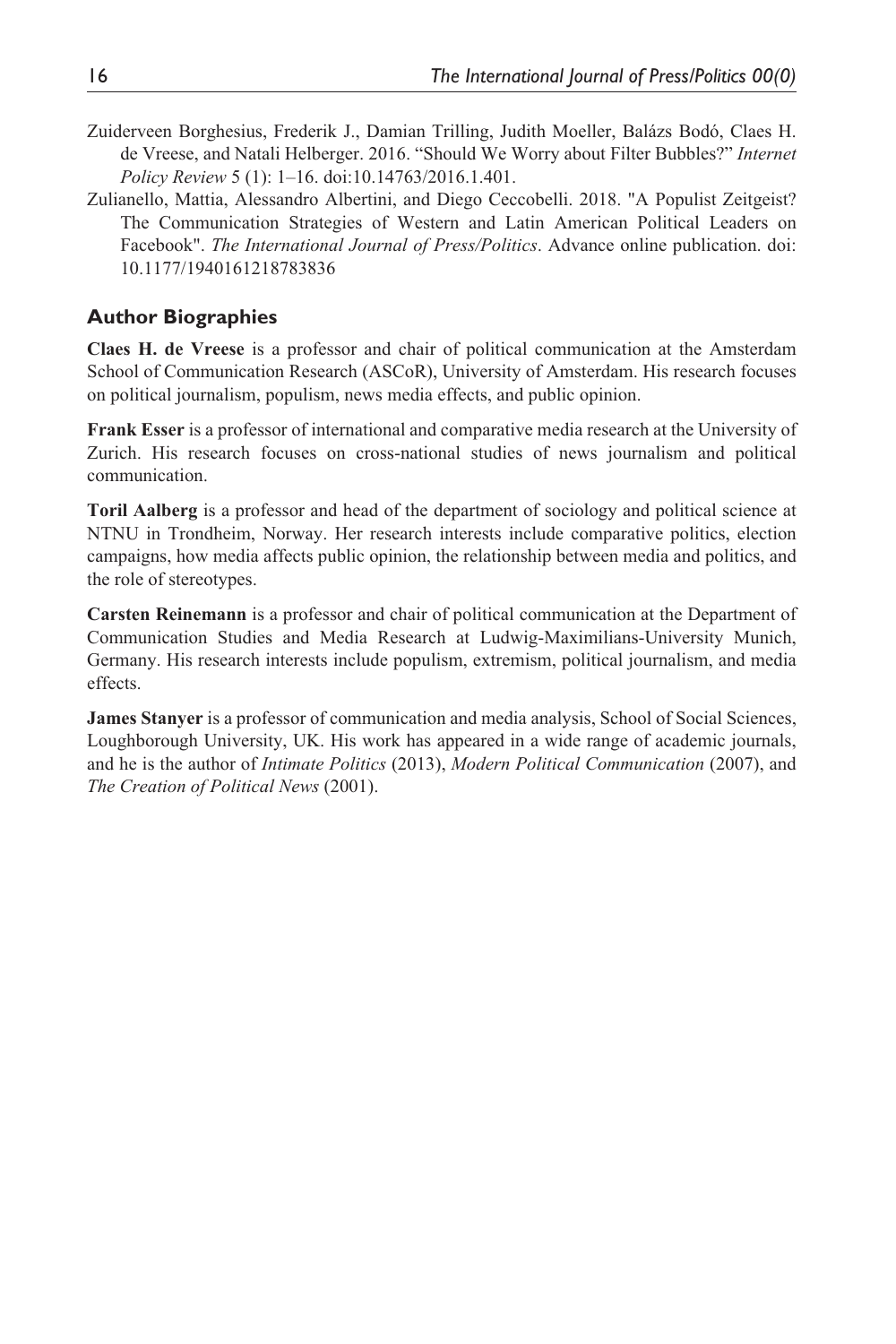Zuiderveen Borghesius, Frederik J., Damian Trilling, Judith Moeller, Balázs Bodó, Claes H. de Vreese, and Natali Helberger. 2016. "Should We Worry about Filter Bubbles?" *Internet Policy Review* 5 (1): 1–16. doi:10.14763/2016.1.401.

Zulianello, Mattia, Alessandro Albertini, and Diego Ceccobelli. 2018. "A Populist Zeitgeist? The Communication Strategies of Western and Latin American Political Leaders on Facebook". *The International Journal of Press/Politics*. Advance online publication. doi: 10.1177/1940161218783836

## Author Biographies

**Claes H. de Vreese** is a professor and chair of political communication at the Amsterdam School of Communication Research (ASCoR), University of Amsterdam. His research focuses on political journalism, populism, news media effects, and public opinion.

**Frank Esser** is a professor of international and comparative media research at the University of Zurich. His research focuses on cross-national studies of news journalism and political communication.

**Toril Aalberg** is a professor and head of the department of sociology and political science at NTNU in Trondheim, Norway. Her research interests include comparative politics, election campaigns, how media affects public opinion, the relationship between media and politics, and the role of stereotypes.

**Carsten Reinemann** is a professor and chair of political communication at the Department of Communication Studies and Media Research at Ludwig-Maximilians-University Munich, Germany. His research interests include populism, extremism, political journalism, and media effects.

**James Stanyer** is a professor of communication and media analysis, School of Social Sciences, Loughborough University, UK. His work has appeared in a wide range of academic journals, and he is the author of *Intimate Politics* (2013), *Modern Political Communication* (2007), and *The Creation of Political News* (2001).